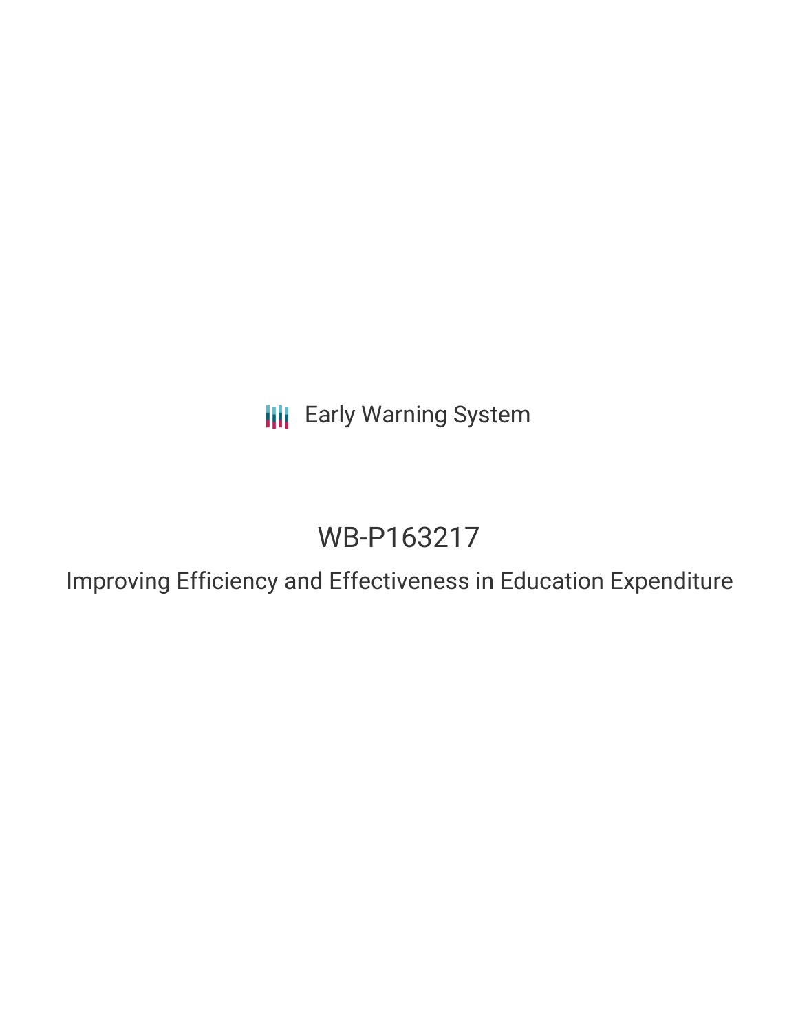Early Warning System

# WB-P163217

## Improving Efficiency and Effectiveness in Education Expenditure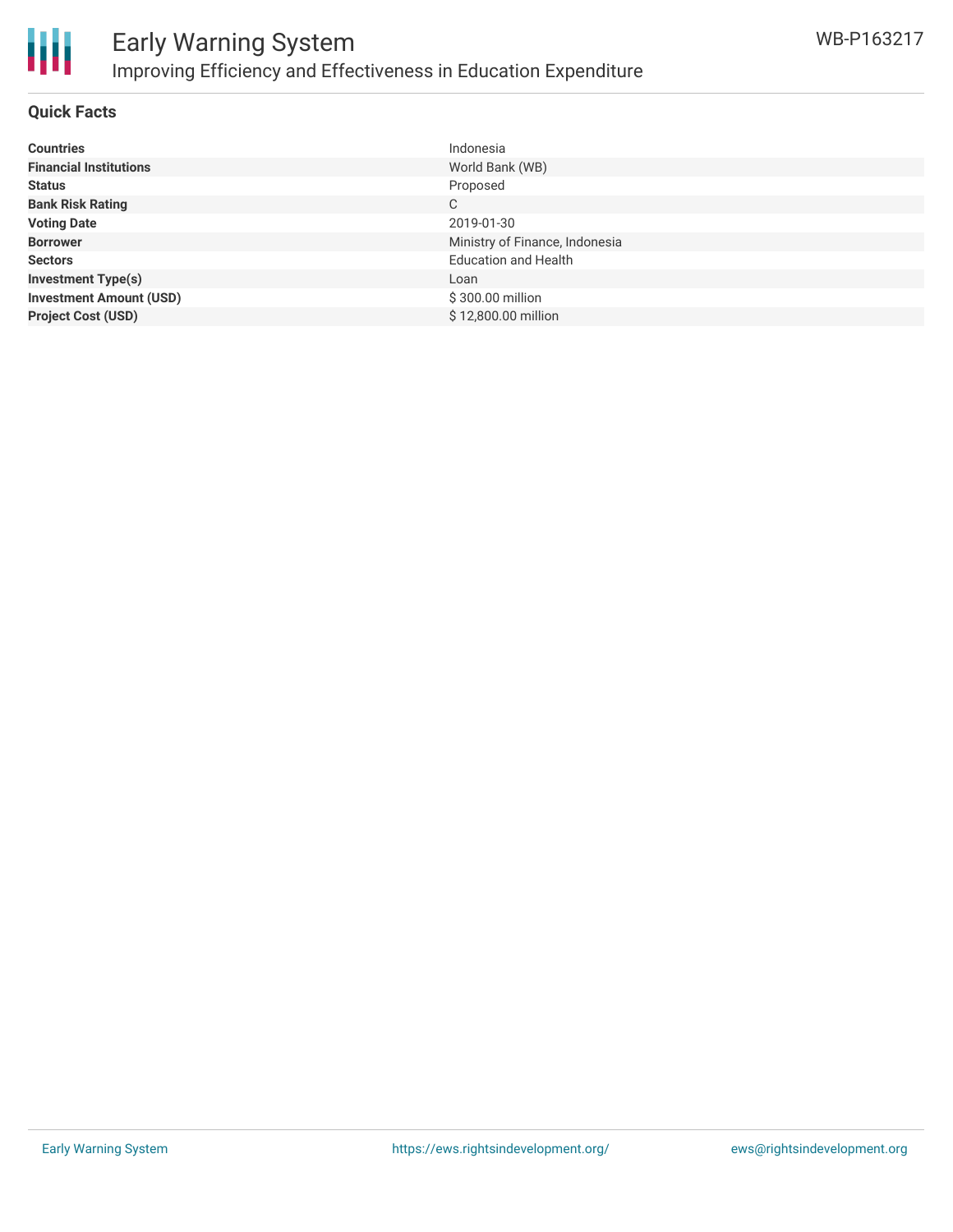## Quick Facts

| | |
|---|---|
| **Countries** | Indonesia |
| **Financial Institutions** | World Bank (WB) |
| **Status** | Proposed |
| **Bank Risk Rating** | C |
| **Voting Date** | 2019-01-30 |
| **Borrower** | Ministry of Finance, Indonesia |
| **Sectors** | Education and Health |
| **Investment Type(s)** | Loan |
| **Investment Amount (USD)** | $ 300.00 million |
| **Project Cost (USD)** | $ 12,800.00 million |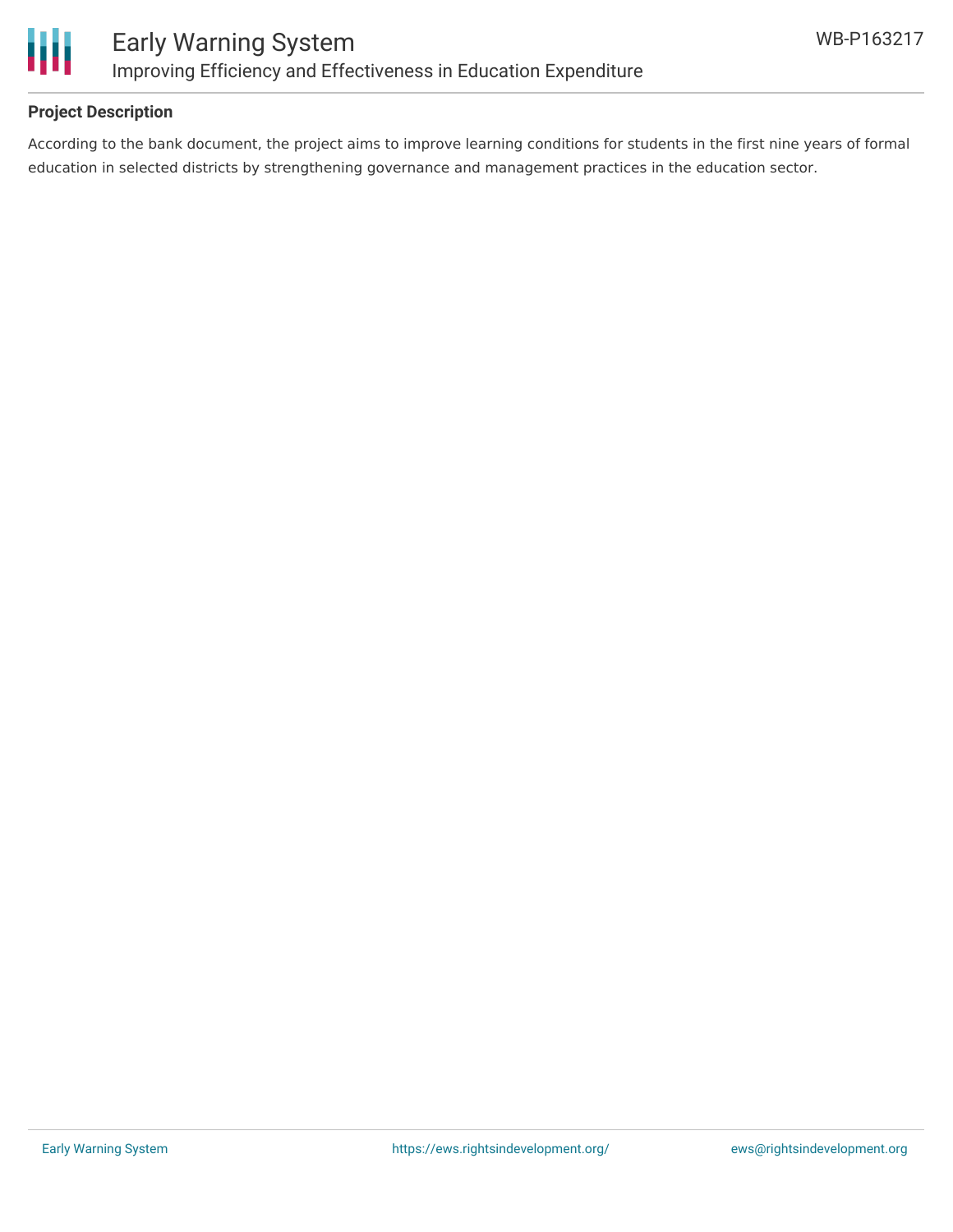## Project Description

According to the bank document, the project aims to improve learning conditions for students in the first nine years of formal education in selected districts by strengthening governance and management practices in the education sector.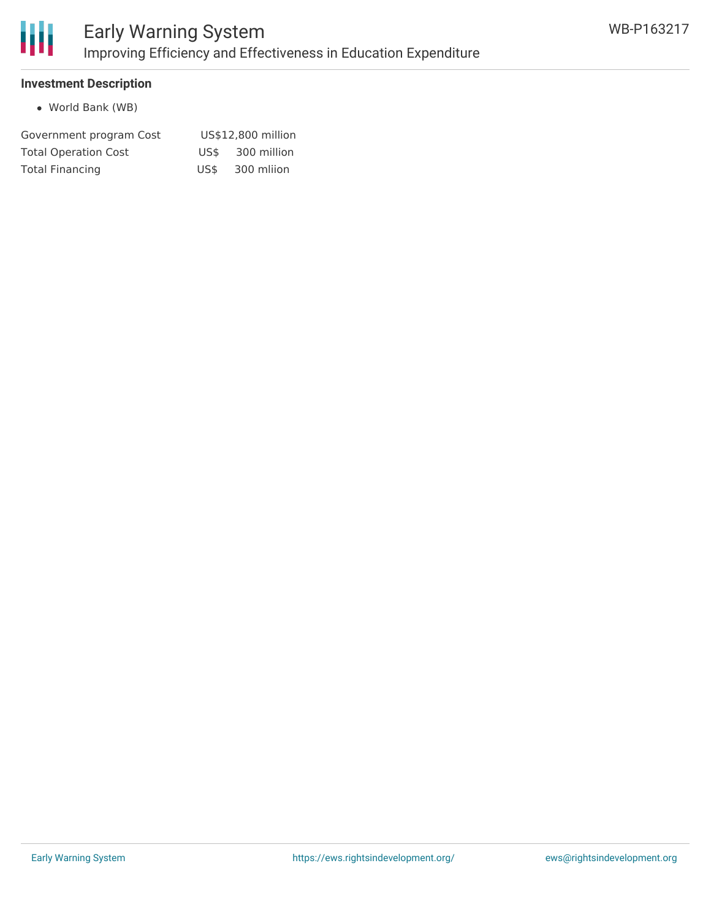### Investment Description

- World Bank (WB)

| | |
|---|---|
| Government program Cost | US$12,800 million |
| Total Operation Cost | US$ 300 million |
| Total Financing | US$ 300 mliion |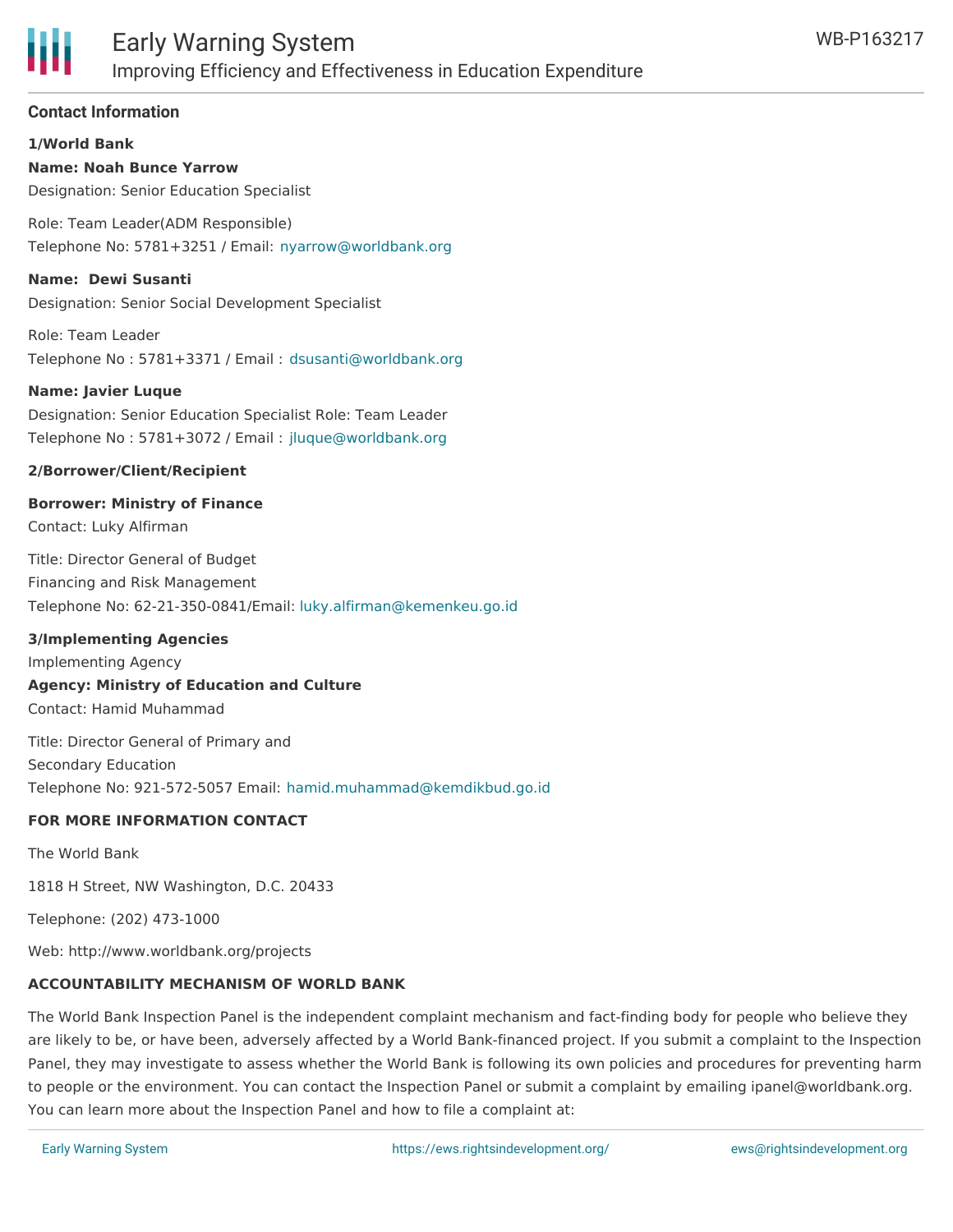## Contact Information

**1/World Bank**

**Name: Noah Bunce Yarrow**
Designation: Senior Education Specialist

Role: Team Leader(ADM Responsible)
Telephone No: 5781+3251 / Email: nyarrow@worldbank.org

**Name: Dewi Susanti**
Designation: Senior Social Development Specialist

Role: Team Leader
Telephone No : 5781+3371 / Email : dsusanti@worldbank.org

**Name: Javier Luque**
Designation: Senior Education Specialist Role: Team Leader
Telephone No : 5781+3072 / Email : jluque@worldbank.org

**2/Borrower/Client/Recipient**

**Borrower: Ministry of Finance**
Contact: Luky Alfirman

Title: Director General of Budget
Financing and Risk Management
Telephone No: 62-21-350-0841/Email: luky.alfirman@kemenkeu.go.id

**3/Implementing Agencies**
Implementing Agency
**Agency: Ministry of Education and Culture**
Contact: Hamid Muhammad

Title: Director General of Primary and
Secondary Education
Telephone No: 921-572-5057 Email: hamid.muhammad@kemdikbud.go.id

**FOR MORE INFORMATION CONTACT**

The World Bank

1818 H Street, NW Washington, D.C. 20433

Telephone: (202) 473-1000

Web: http://www.worldbank.org/projects

**ACCOUNTABILITY MECHANISM OF WORLD BANK**

The World Bank Inspection Panel is the independent complaint mechanism and fact-finding body for people who believe they are likely to be, or have been, adversely affected by a World Bank-financed project. If you submit a complaint to the Inspection Panel, they may investigate to assess whether the World Bank is following its own policies and procedures for preventing harm to people or the environment. You can contact the Inspection Panel or submit a complaint by emailing ipanel@worldbank.org. You can learn more about the Inspection Panel and how to file a complaint at: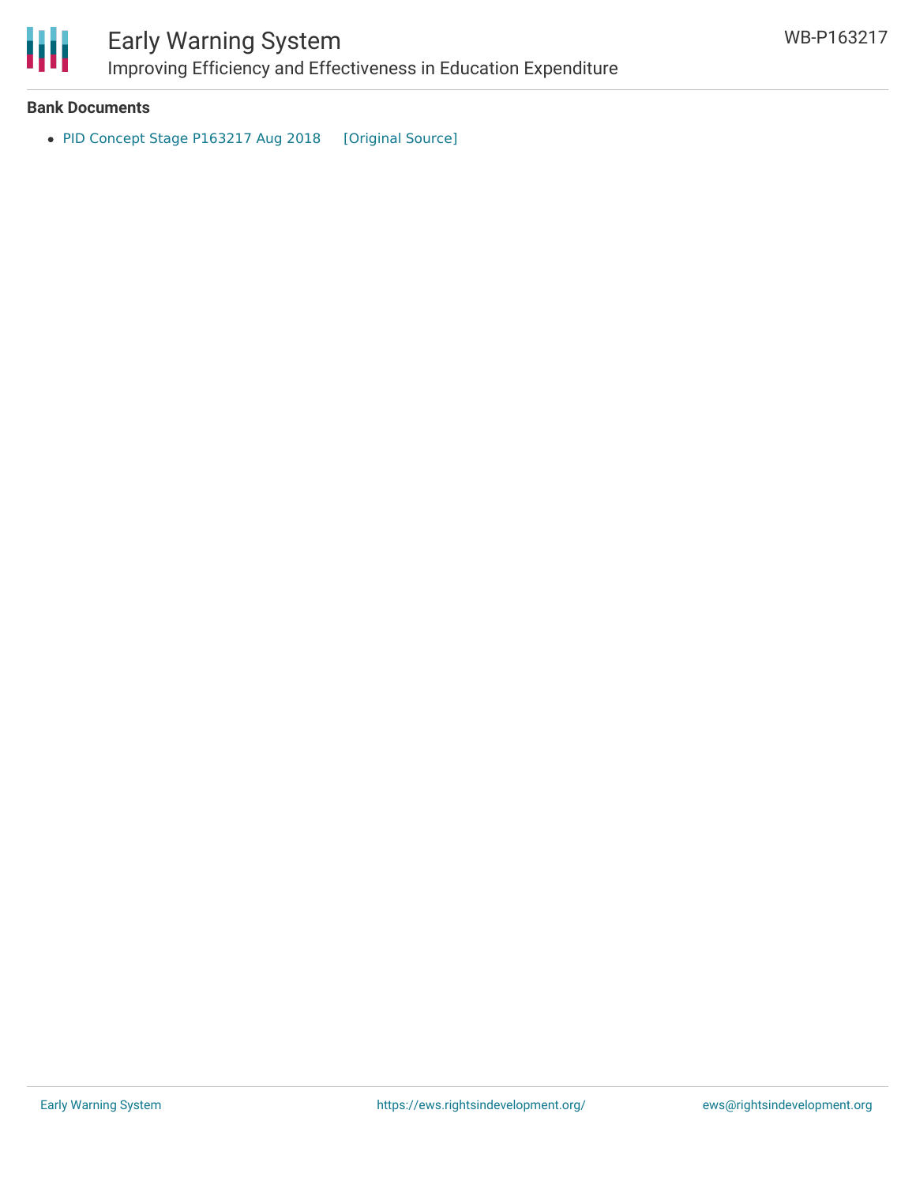**Bank Documents**

- PID Concept Stage P163217 Aug 2018 [Original Source]